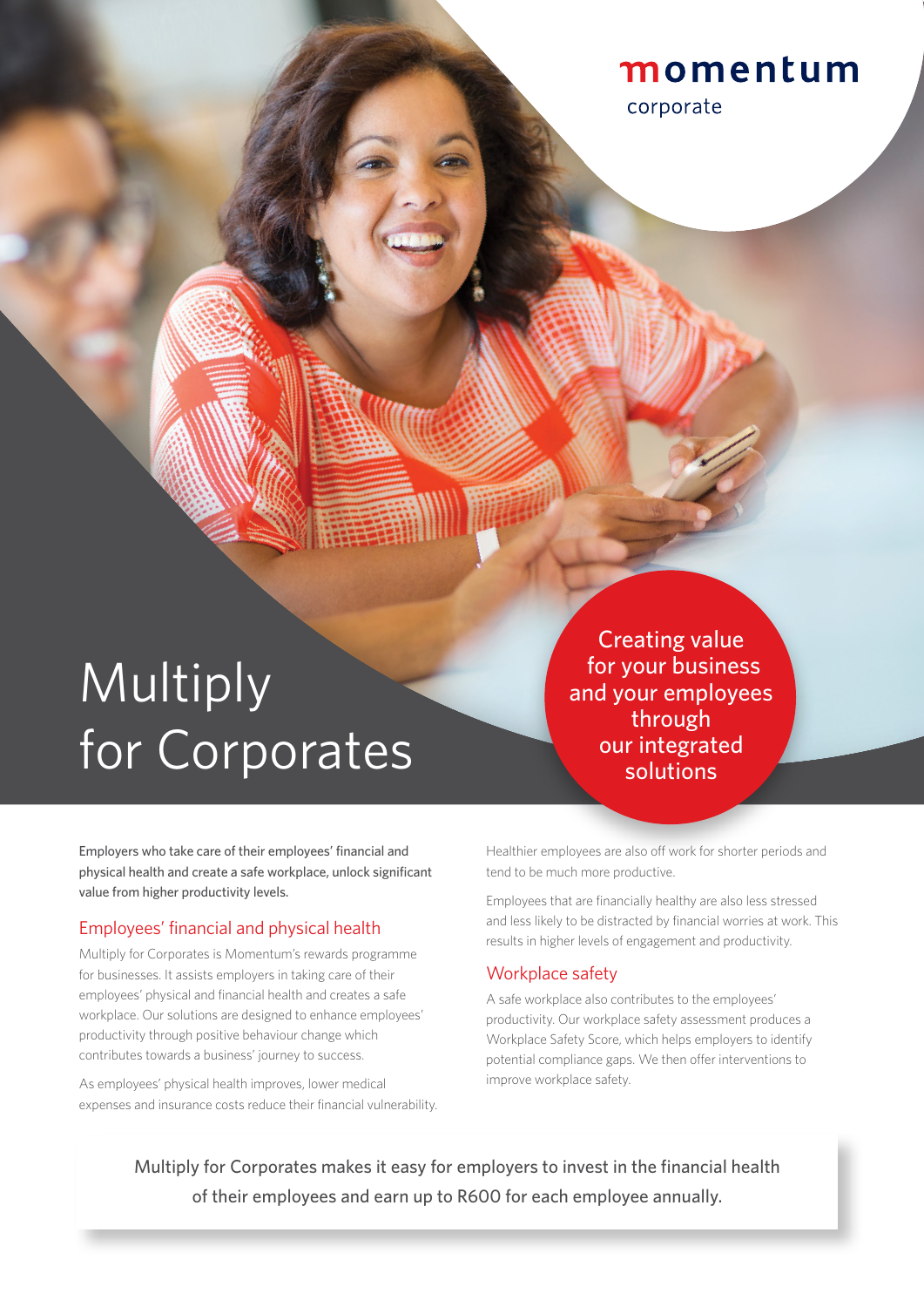momentum
corporate

# Multiply for Corporates

Creating value for your business and your employees through our integrated solutions

**Employers who take care of their employees' financial and physical health and create a safe workplace, unlock significant value from higher productivity levels.**

## Employees' financial and physical health

Multiply for Corporates is Momentum's rewards programme for businesses. It assists employers in taking care of their employees' physical and financial health and creates a safe workplace. Our solutions are designed to enhance employees' productivity through positive behaviour change which contributes towards a business' journey to success.

As employees' physical health improves, lower medical expenses and insurance costs reduce their financial vulnerability. Healthier employees are also off work for shorter periods and tend to be much more productive.

Employees that are financially healthy are also less stressed and less likely to be distracted by financial worries at work. This results in higher levels of engagement and productivity.

## Workplace safety

A safe workplace also contributes to the employees' productivity. Our workplace safety assessment produces a Workplace Safety Score, which helps employers to identify potential compliance gaps. We then offer interventions to improve workplace safety.

Multiply for Corporates makes it easy for employers to invest in the financial health of their employees and earn up to R600 for each employee annually.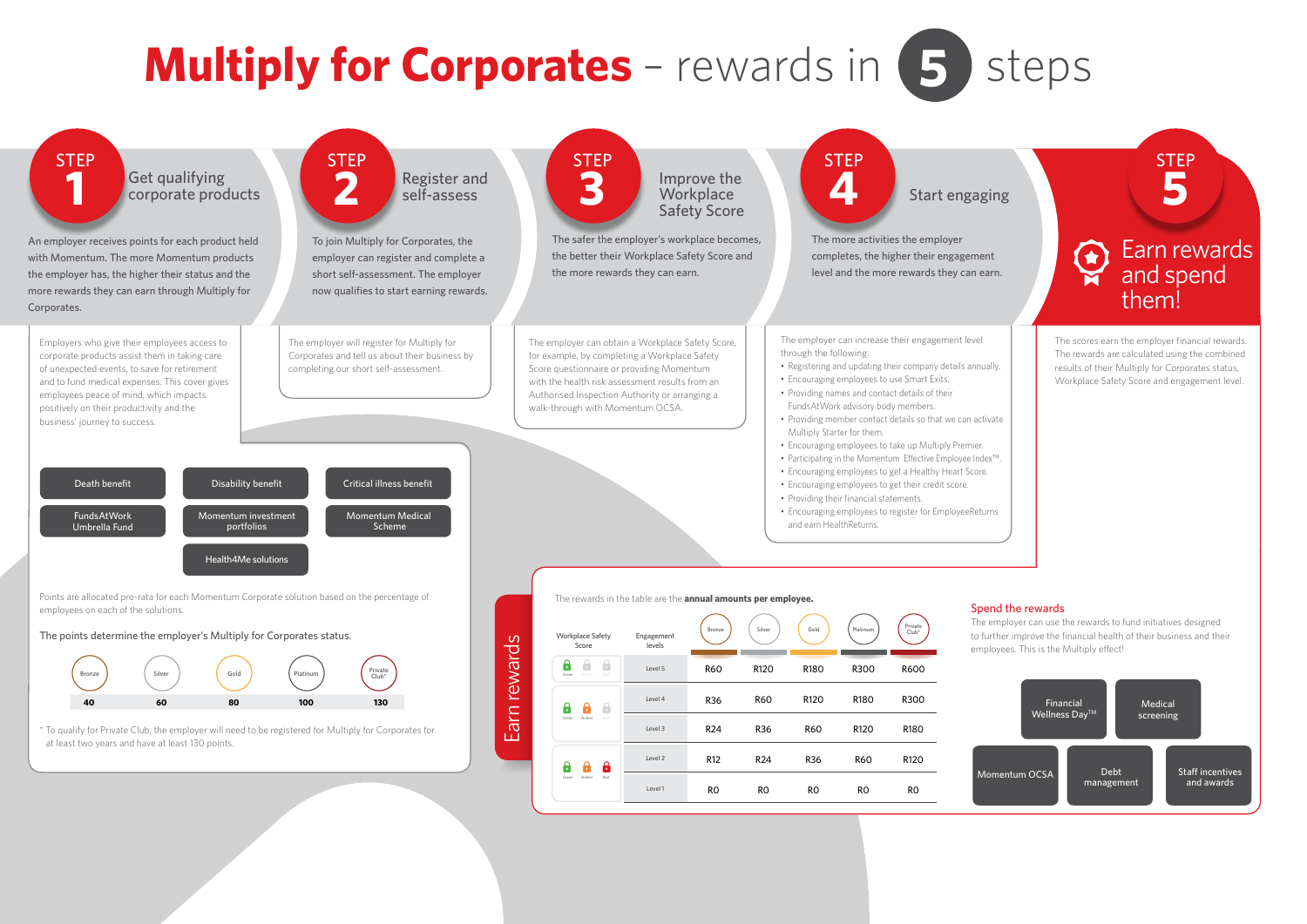# Multiply for Corporates – rewards in 5 steps

## STEP 1 – Get qualifying corporate products

An employer receives points for each product held with Momentum. The more Momentum products the employer has, the higher their status and the more rewards they can earn through Multiply for Corporates.

Employers who give their employees access to corporate products assist them in taking care of unexpected events, to save for retirement and to fund medical expenses. This cover gives employees peace of mind, which impacts positively on their productivity and the business' journey to success.

- Death benefit
- Disability benefit
- Critical illness benefit
- FundsAtWork Umbrella Fund
- Momentum investment portfolios
- Momentum Medical Scheme
- Health4Me solutions

Points are allocated pro-rata for each Momentum Corporate solution based on the percentage of employees on each of the solutions.

The points determine the employer's Multiply for Corporates status.

| Bronze | Silver | Gold | Platinum | Private Club* |
|---|---|---|---|---|
| 40 | 60 | 80 | 100 | 130 |

\* To qualify for Private Club, the employer will need to be registered for Multiply for Corporates for at least two years and have at least 130 points.

## STEP 2 – Register and self-assess

To join Multiply for Corporates, the employer can register and complete a short self-assessment. The employer now qualifies to start earning rewards.

The employer will register for Multiply for Corporates and tell us about their business by completing our short self-assessment.

## STEP 3 – Improve the Workplace Safety Score

The safer the employer's workplace becomes, the better their Workplace Safety Score and the more rewards they can earn.

The employer can obtain a Workplace Safety Score, for example, by completing a Workplace Safety Score questionnaire or providing Momentum with the health risk assessment results from an Authorised Inspection Authority or arranging a walk-through with Momentum OCSA.

## STEP 4 – Start engaging

The more activities the employer completes, the higher their engagement level and the more rewards they can earn.

The employer can increase their engagement level through the following:

- Registering and updating their company details annually.
- Encouraging employees to use Smart Exits.
- Providing names and contact details of their FundsAtWork advisory body members.
- Providing member contact details so that we can activate Multiply Starter for them.
- Encouraging employees to take up Multiply Premier.
- Participating in the Momentum Effective Employee Index™.
- Encouraging employees to get a Healthy Heart Score.
- Encouraging employees to get their credit score.
- Providing their financial statements.
- Encouraging employees to register for EmployeeReturns and earn HealthReturns.

## STEP 5 – Earn rewards and spend them!

The scores earn the employer financial rewards. The rewards are calculated using the combined results of their Multiply for Corporates status, Workplace Safety Score and engagement level.

### Earn rewards

The rewards in the table are the **annual amounts per employee.**

| Workplace Safety Score | Engagement levels | Bronze | Silver | Gold | Platinum | Private Club* |
|---|---|---|---|---|---|---|
| Green | Level 5 | R60 | R120 | R180 | R300 | R600 |
| Green, Amber | Level 4 | R36 | R60 | R120 | R180 | R300 |
| Green, Amber | Level 3 | R24 | R36 | R60 | R120 | R180 |
| Green, Amber, Red | Level 2 | R12 | R24 | R36 | R60 | R120 |
| Green, Amber, Red | Level 1 | R0 | R0 | R0 | R0 | R0 |

### Spend the rewards

The employer can use the rewards to fund initiatives designed to further improve the financial health of their business and their employees. This is the Multiply effect!

- Financial Wellness Day™
- Medical screening
- Momentum OCSA
- Debt management
- Staff incentives and awards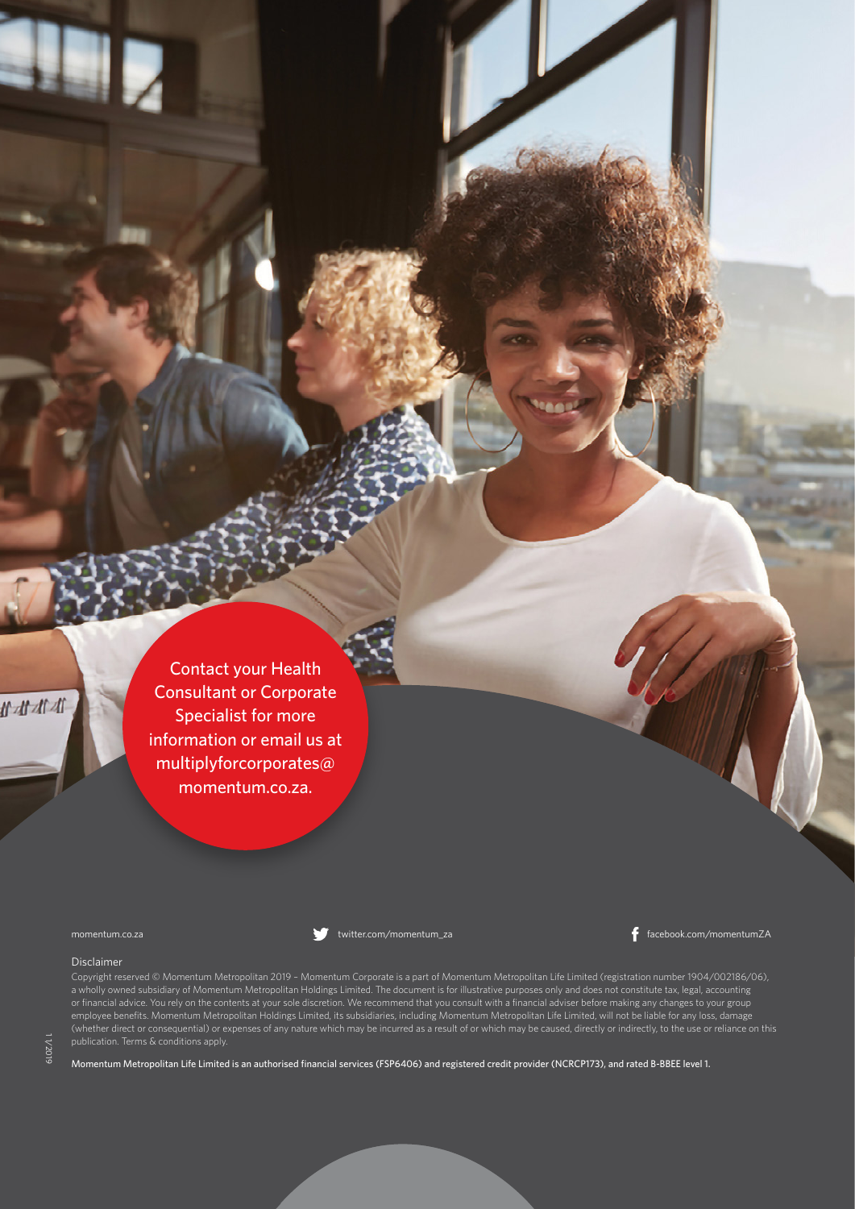Contact your Health Consultant or Corporate Specialist for more information or email us at multiplyforcorporates@momentum.co.za.

momentum.co.za

twitter.com/momentum_za

facebook.com/momentumZA

Disclaimer

Copyright reserved © Momentum Metropolitan 2019 – Momentum Corporate is a part of Momentum Metropolitan Life Limited (registration number 1904/002186/06), a wholly owned subsidiary of Momentum Metropolitan Holdings Limited. The document is for illustrative purposes only and does not constitute tax, legal, accounting or financial advice. You rely on the contents at your sole discretion. We recommend that you consult with a financial adviser before making any changes to your group employee benefits. Momentum Metropolitan Holdings Limited, its subsidiaries, including Momentum Metropolitan Life Limited, will not be liable for any loss, damage (whether direct or consequential) or expenses of any nature which may be incurred as a result of or which may be caused, directly or indirectly, to the use or reliance on this publication. Terms & conditions apply.

**Momentum Metropolitan Life Limited is an authorised financial services (FSP6406) and registered credit provider (NCRCP173), and rated B-BBEE level 1.**

11/2019